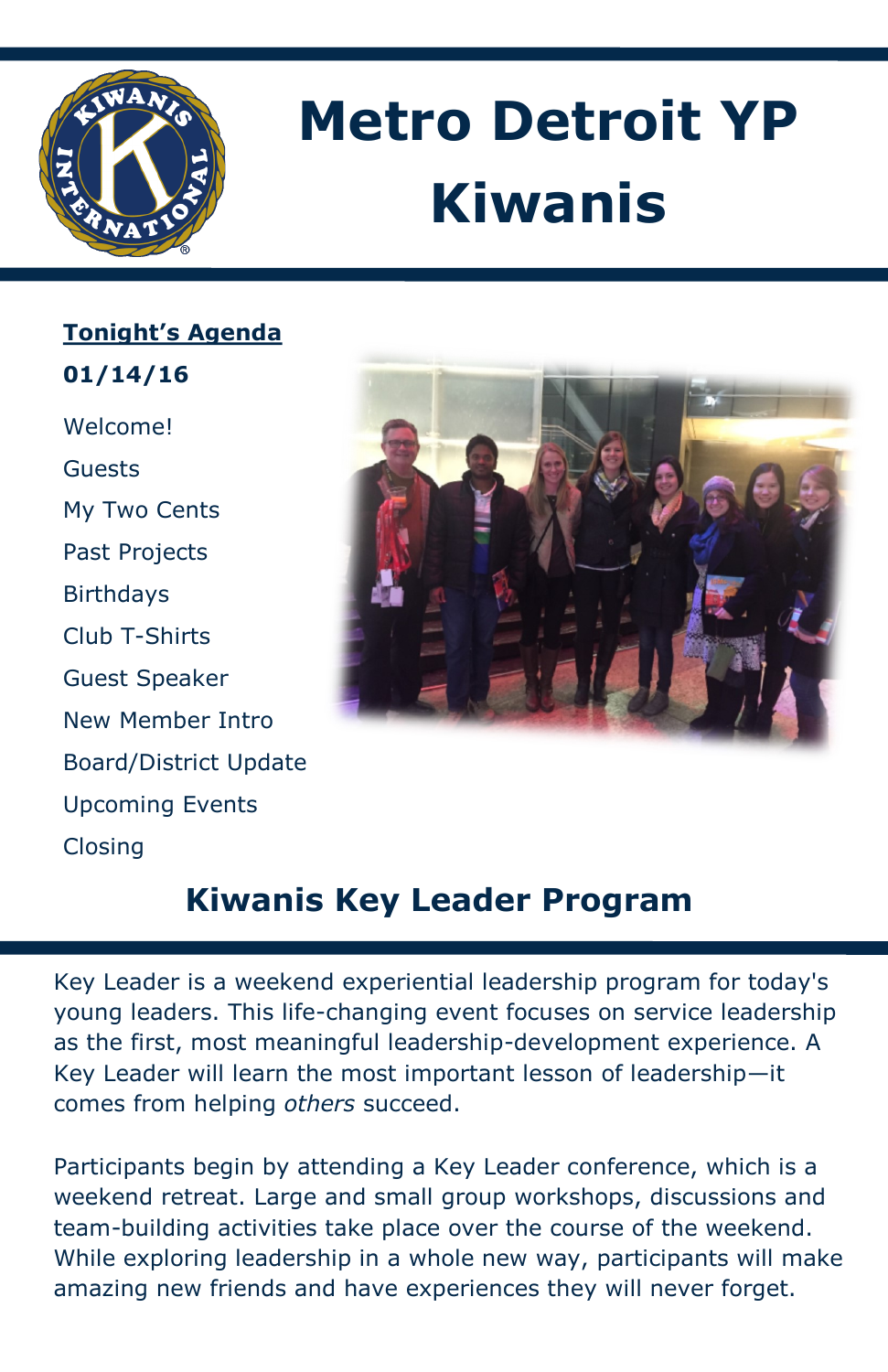# Metro Detroit YP Kiwanis

**Tonight's Agenda**

**01/14/16**

Welcome!

Guests

My Two Cents

Past Projects

Birthdays

Club T-Shirts

Guest Speaker

New Member Intro

Board/District Update

Upcoming Events

Closing

## Kiwanis Key Leader Program

Key Leader is a weekend experiential leadership program for today's young leaders. This life-changing event focuses on service leadership as the first, most meaningful leadership-development experience. A Key Leader will learn the most important lesson of leadership—it comes from helping *others* succeed.

Participants begin by attending a Key Leader conference, which is a weekend retreat. Large and small group workshops, discussions and team-building activities take place over the course of the weekend. While exploring leadership in a whole new way, participants will make amazing new friends and have experiences they will never forget.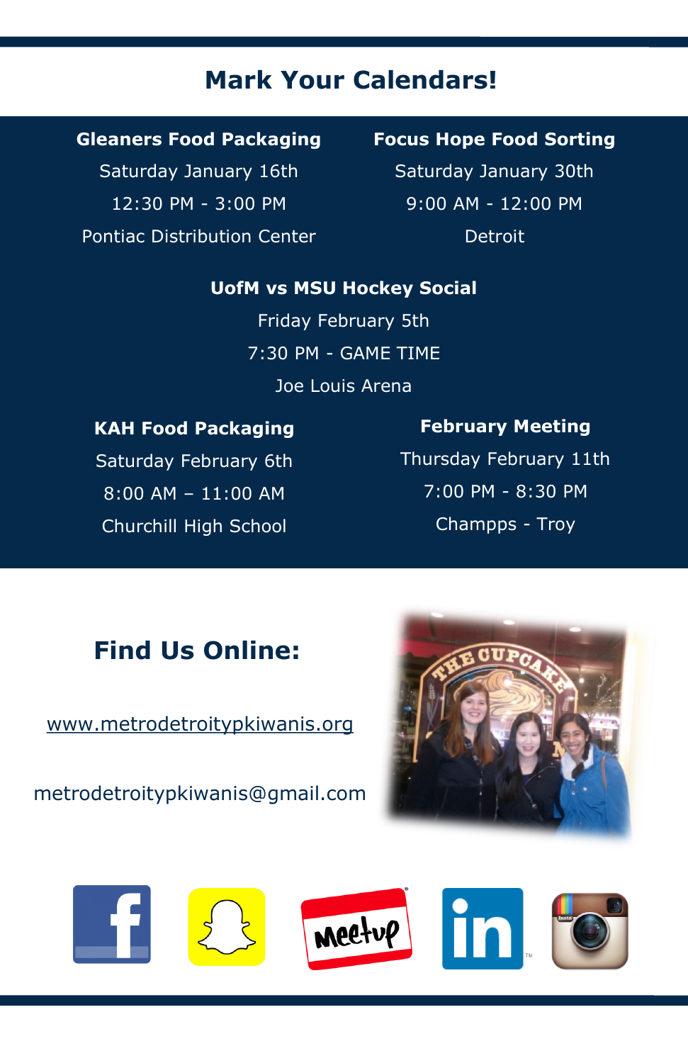## Mark Your Calendars!

**Gleaners Food Packaging**
Saturday January 16th
12:30 PM - 3:00 PM
Pontiac Distribution Center

**Focus Hope Food Sorting**
Saturday January 30th
9:00 AM - 12:00 PM
Detroit

**UofM vs MSU Hockey Social**
Friday February 5th
7:30 PM - GAME TIME
Joe Louis Arena

**KAH Food Packaging**
Saturday February 6th
8:00 AM – 11:00 AM
Churchill High School

**February Meeting**
Thursday February 11th
7:00 PM - 8:30 PM
Champps - Troy

## Find Us Online:

www.metrodetroitypkiwanis.org

metrodetroitypkiwanis@gmail.com